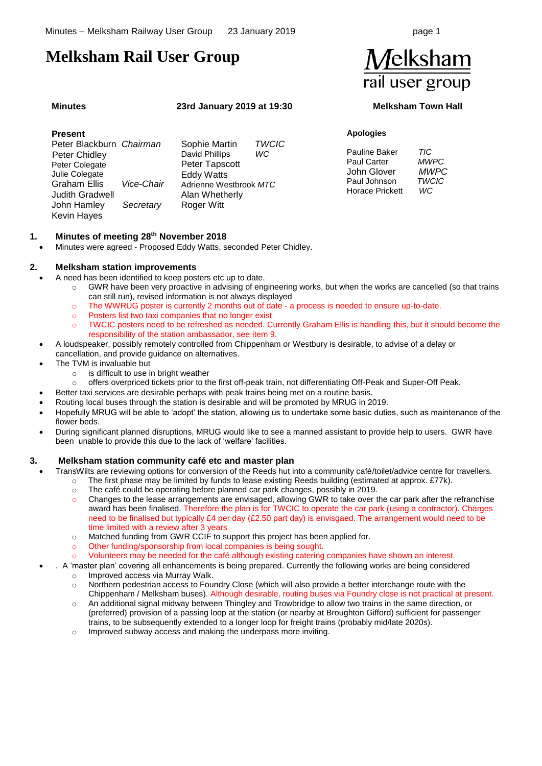# Melksham Rail User Group

Melksham rail user group

**Minutes** **23rd January 2019 at 19:30** **Melksham Town Hall**

**Present**

| | | | |
|---|---|---|---|
| Peter Blackburn | *Chairman* | Sophie Martin | *TWCIC* |
| Peter Chidley | | David Phillips | *WC* |
| Peter Colegate | | Peter Tapscott | |
| Julie Colegate | | Eddy Watts | |
| Graham Ellis | *Vice-Chair* | Adrienne Westbrook | *MTC* |
| Judith Gradwell | | Alan Whetherly | |
| John Hamley | *Secretary* | Roger Witt | |
| Kevin Hayes | | | |

**Apologies**

| | |
|---|---|
| Pauline Baker | *TIC* |
| Paul Carter | *MWPC* |
| John Glover | *MWPC* |
| Paul Johnson | *TWCIC* |
| Horace Prickett | *WC* |

## 1. Minutes of meeting 28th November 2018

- Minutes were agreed - Proposed Eddy Watts, seconded Peter Chidley.

## 2. Melksham station improvements

- A need has been identified to keep posters etc up to date.
    - GWR have been very proactive in advising of engineering works, but when the works are cancelled (so that trains can still run), revised information is not always displayed
    - The WWRUG poster is currently 2 months out of date - a process is needed to ensure up-to-date.
    - Posters list two taxi companies that no longer exist
    - TWCIC posters need to be refreshed as needed. Currently Graham Ellis is handling this, but it should become the responsibility of the station ambassador, see item 9.
- A loudspeaker, possibly remotely controlled from Chippenham or Westbury is desirable, to advise of a delay or cancellation, and provide guidance on alternatives.
- The TVM is invaluable but
    - is difficult to use in bright weather
    - offers overpriced tickets prior to the first off-peak train, not differentiating Off-Peak and Super-Off Peak.
- Better taxi services are desirable perhaps with peak trains being met on a routine basis.
- Routing local buses through the station is desirable and will be promoted by MRUG in 2019.
- Hopefully MRUG will be able to 'adopt' the station, allowing us to undertake some basic duties, such as maintenance of the flower beds.
- During significant planned disruptions, MRUG would like to see a manned assistant to provide help to users. GWR have been unable to provide this due to the lack of 'welfare' facilities.

## 3. Melksham station community café etc and master plan

- TransWilts are reviewing options for conversion of the Reeds hut into a community café/toilet/advice centre for travellers.
    - The first phase may be limited by funds to lease existing Reeds building (estimated at approx. £77k).
    - The café could be operating before planned car park changes, possibly in 2019.
    - Changes to the lease arrangements are envisaged, allowing GWR to take over the car park after the refranchise award has been finalised. Therefore the plan is for TWCIC to operate the car park (using a contractor). Charges need to be finalised but typically £4 per day (£2.50 part day) is envisgaed. The arrangement would need to be time limited with a review after 3 years
    - Matched funding from GWR CCIF to support this project has been applied for.
    - Other funding/sponsorship from local companies is being sought.
    - Volunteers may be needed for the café although existing catering companies have shown an interest.
- . A 'master plan' covering all enhancements is being prepared. Currently the following works are being considered
    - Improved access via Murray Walk.
    - Northern pedestrian access to Foundry Close (which will also provide a better interchange route with the Chippenham / Melksham buses). Although desirable, routing buses via Foundry close is not practical at present.
    - An additional signal midway between Thingley and Trowbridge to allow two trains in the same direction, or (preferred) provision of a passing loop at the station (or nearby at Broughton Gifford) sufficient for passenger trains, to be subsequently extended to a longer loop for freight trains (probably mid/late 2020s).
    - Improved subway access and making the underpass more inviting.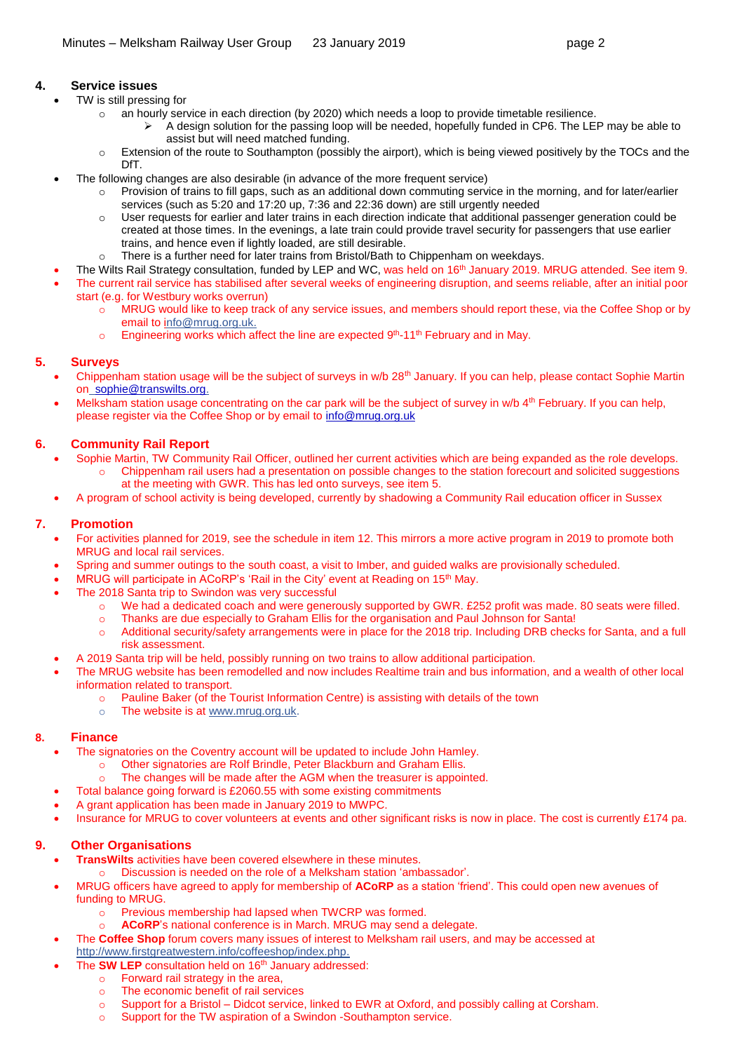## 4. Service issues

- TW is still pressing for
  - an hourly service in each direction (by 2020) which needs a loop to provide timetable resilience.
    - A design solution for the passing loop will be needed, hopefully funded in CP6. The LEP may be able to assist but will need matched funding.
  - Extension of the route to Southampton (possibly the airport), which is being viewed positively by the TOCs and the DfT.
- The following changes are also desirable (in advance of the more frequent service)
  - Provision of trains to fill gaps, such as an additional down commuting service in the morning, and for later/earlier services (such as 5:20 and 17:20 up, 7:36 and 22:36 down) are still urgently needed
  - User requests for earlier and later trains in each direction indicate that additional passenger generation could be created at those times. In the evenings, a late train could provide travel security for passengers that use earlier trains, and hence even if lightly loaded, are still desirable.
  - There is a further need for later trains from Bristol/Bath to Chippenham on weekdays.
- The Wilts Rail Strategy consultation, funded by LEP and WC, was held on 16th January 2019. MRUG attended. See item 9.
- The current rail service has stabilised after several weeks of engineering disruption, and seems reliable, after an initial poor start (e.g. for Westbury works overrun)
  - MRUG would like to keep track of any service issues, and members should report these, via the Coffee Shop or by email to info@mrug.org.uk.
  - Engineering works which affect the line are expected 9th-11th February and in May.

## 5. Surveys

- Chippenham station usage will be the subject of surveys in w/b 28th January. If you can help, please contact Sophie Martin on sophie@transwilts.org.
- Melksham station usage concentrating on the car park will be the subject of survey in w/b 4th February. If you can help, please register via the Coffee Shop or by email to info@mrug.org.uk

## 6. Community Rail Report

- Sophie Martin, TW Community Rail Officer, outlined her current activities which are being expanded as the role develops.
  - Chippenham rail users had a presentation on possible changes to the station forecourt and solicited suggestions at the meeting with GWR. This has led onto surveys, see item 5.
- A program of school activity is being developed, currently by shadowing a Community Rail education officer in Sussex

## 7. Promotion

- For activities planned for 2019, see the schedule in item 12. This mirrors a more active program in 2019 to promote both MRUG and local rail services.
- Spring and summer outings to the south coast, a visit to Imber, and guided walks are provisionally scheduled.
- MRUG will participate in ACoRP's 'Rail in the City' event at Reading on 15th May.
- The 2018 Santa trip to Swindon was very successful
  - We had a dedicated coach and were generously supported by GWR. £252 profit was made. 80 seats were filled.
  - Thanks are due especially to Graham Ellis for the organisation and Paul Johnson for Santa!
  - Additional security/safety arrangements were in place for the 2018 trip. Including DRB checks for Santa, and a full risk assessment.
- A 2019 Santa trip will be held, possibly running on two trains to allow additional participation.
- The MRUG website has been remodelled and now includes Realtime train and bus information, and a wealth of other local information related to transport.
  - Pauline Baker (of the Tourist Information Centre) is assisting with details of the town
  - The website is at www.mrug.org.uk.

## 8. Finance

- The signatories on the Coventry account will be updated to include John Hamley.
  - Other signatories are Rolf Brindle, Peter Blackburn and Graham Ellis.
  - The changes will be made after the AGM when the treasurer is appointed.
- Total balance going forward is £2060.55 with some existing commitments
- A grant application has been made in January 2019 to MWPC.
- Insurance for MRUG to cover volunteers at events and other significant risks is now in place. The cost is currently £174 pa.

## 9. Other Organisations

- **TransWilts** activities have been covered elsewhere in these minutes.
  - Discussion is needed on the role of a Melksham station 'ambassador'.
- MRUG officers have agreed to apply for membership of **ACoRP** as a station 'friend'. This could open new avenues of funding to MRUG.
  - Previous membership had lapsed when TWCRP was formed.
  - **ACoRP**'s national conference is in March. MRUG may send a delegate.
- The **Coffee Shop** forum covers many issues of interest to Melksham rail users, and may be accessed at http://www.firstgreatwestern.info/coffeeshop/index.php.
- The **SW LEP** consultation held on 16th January addressed:
  - Forward rail strategy in the area,
  - The economic benefit of rail services
  - Support for a Bristol – Didcot service, linked to EWR at Oxford, and possibly calling at Corsham.
  - Support for the TW aspiration of a Swindon -Southampton service.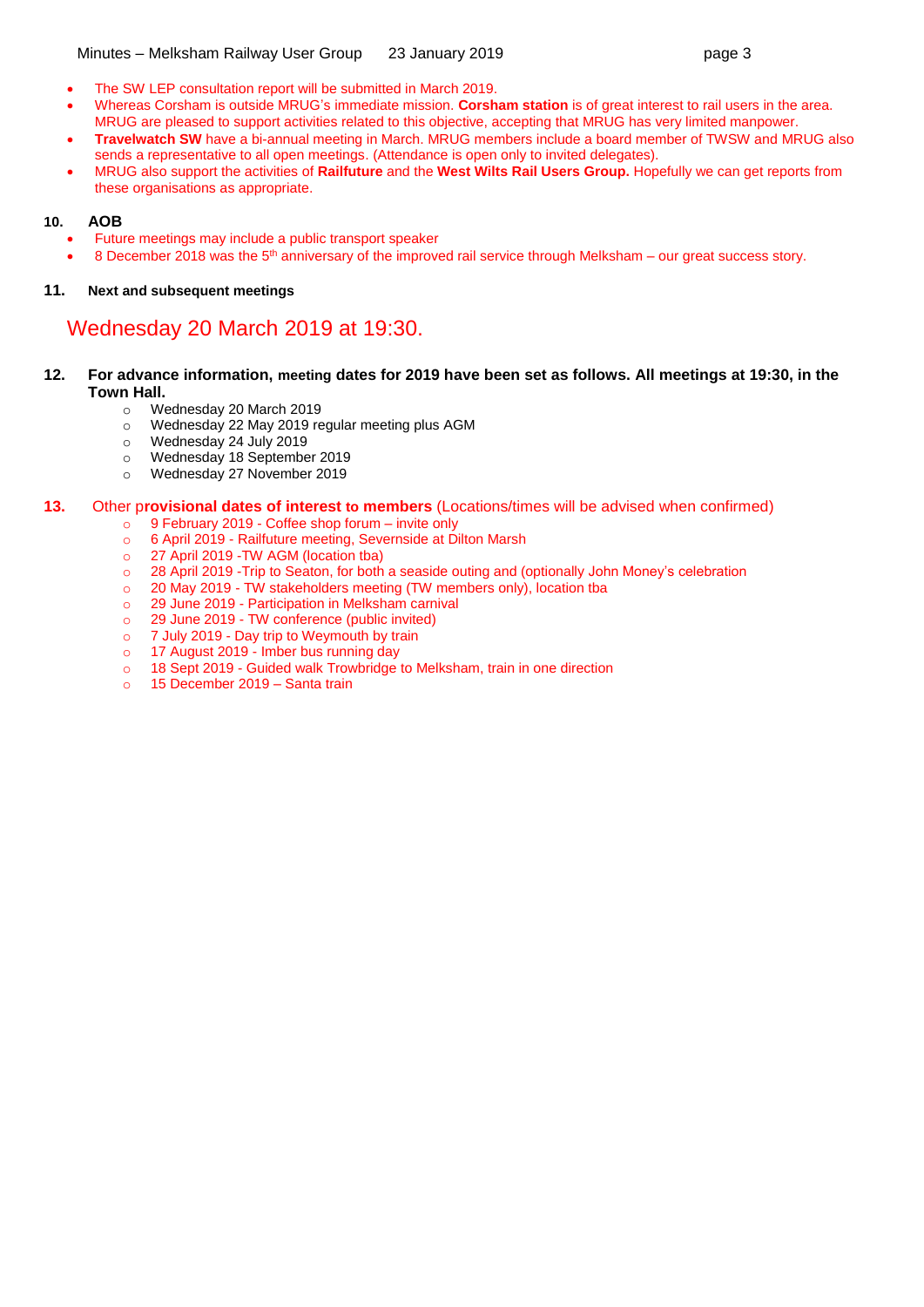- The SW LEP consultation report will be submitted in March 2019.
- Whereas Corsham is outside MRUG's immediate mission. **Corsham station** is of great interest to rail users in the area. MRUG are pleased to support activities related to this objective, accepting that MRUG has very limited manpower.
- **Travelwatch SW** have a bi-annual meeting in March. MRUG members include a board member of TWSW and MRUG also sends a representative to all open meetings. (Attendance is open only to invited delegates).
- MRUG also support the activities of **Railfuture** and the **West Wilts Rail Users Group.** Hopefully we can get reports from these organisations as appropriate.

**10. AOB**

- Future meetings may include a public transport speaker
- 8 December 2018 was the 5th anniversary of the improved rail service through Melksham – our great success story.

**11. Next and subsequent meetings**

Wednesday 20 March 2019 at 19:30.

**12. For advance information, meeting dates for 2019 have been set as follows. All meetings at 19:30, in the Town Hall.**

- Wednesday 20 March 2019
- Wednesday 22 May 2019 regular meeting plus AGM
- Wednesday 24 July 2019
- Wednesday 18 September 2019
- Wednesday 27 November 2019

**13.** Other p**rovisional dates of interest to members** (Locations/times will be advised when confirmed)

- 9 February 2019 - Coffee shop forum – invite only
- 6 April 2019 - Railfuture meeting, Severnside at Dilton Marsh
- 27 April 2019 -TW AGM (location tba)
- 28 April 2019 -Trip to Seaton, for both a seaside outing and (optionally John Money's celebration
- 20 May 2019 - TW stakeholders meeting (TW members only), location tba
- 29 June 2019 - Participation in Melksham carnival
- 29 June 2019 - TW conference (public invited)
- 7 July 2019 - Day trip to Weymouth by train
- 17 August 2019 - Imber bus running day
- 18 Sept 2019 - Guided walk Trowbridge to Melksham, train in one direction
- 15 December 2019 – Santa train